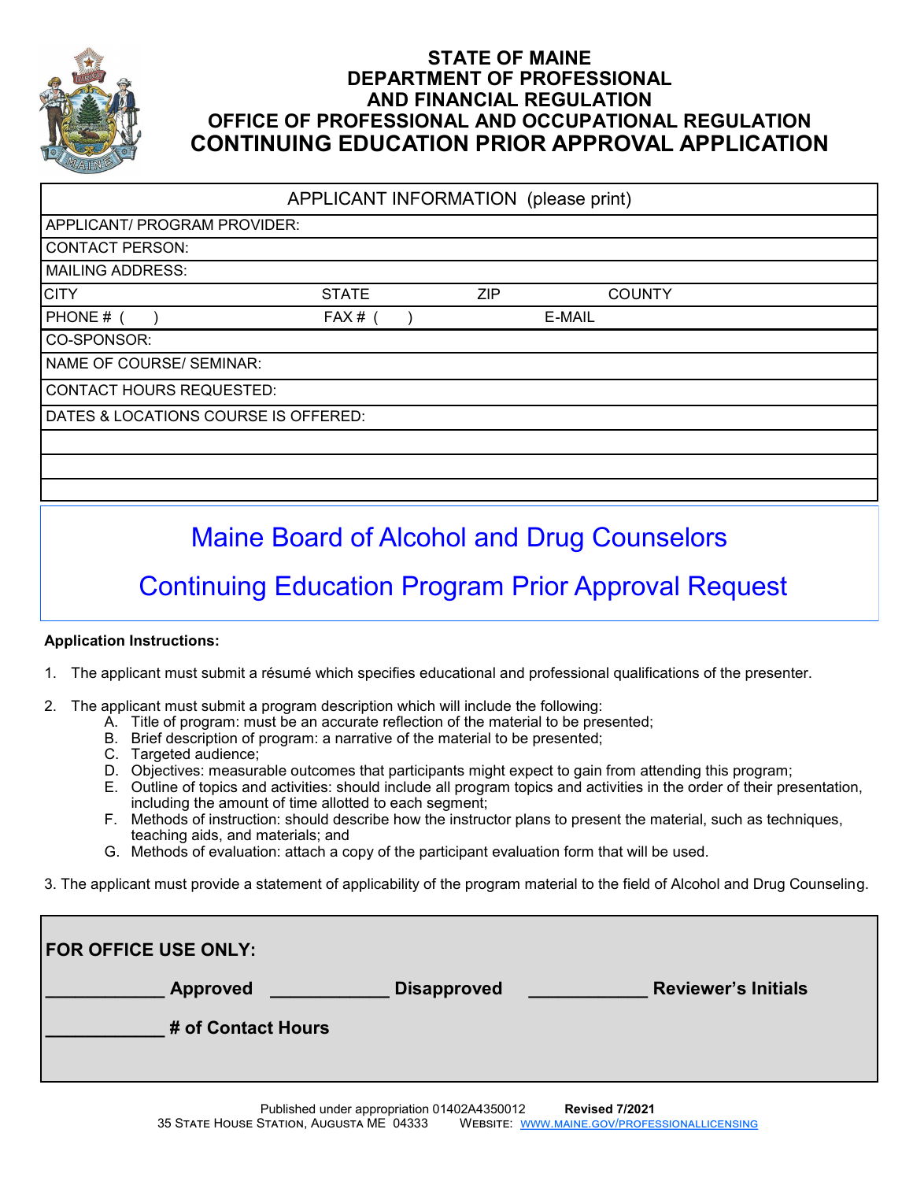# STATE OF MAINE
# DEPARTMENT OF PROFESSIONAL AND FINANCIAL REGULATION
# OFFICE OF PROFESSIONAL AND OCCUPATIONAL REGULATION
# CONTINUING EDUCATION PRIOR APPROVAL APPLICATION

| APPLICANT INFORMATION (please print) | | | |
|---|---|---|---|
| APPLICANT/ PROGRAM PROVIDER: | | | |
| CONTACT PERSON: | | | |
| MAILING ADDRESS: | | | |
| CITY | STATE | ZIP | COUNTY |
| PHONE # ( ) | FAX # ( ) | E-MAIL | |
| CO-SPONSOR: | | | |
| NAME OF COURSE/ SEMINAR: | | | |
| CONTACT HOURS REQUESTED: | | | |
| DATES & LOCATIONS COURSE IS OFFERED: | | | |
| | | | |
| | | | |
| | | | |

## Maine Board of Alcohol and Drug Counselors

## Continuing Education Program Prior Approval Request

**Application Instructions:**

1. The applicant must submit a résumé which specifies educational and professional qualifications of the presenter.
2. The applicant must submit a program description which will include the following:
   A. Title of program: must be an accurate reflection of the material to be presented;
   B. Brief description of program: a narrative of the material to be presented;
   C. Targeted audience;
   D. Objectives: measurable outcomes that participants might expect to gain from attending this program;
   E. Outline of topics and activities: should include all program topics and activities in the order of their presentation, including the amount of time allotted to each segment;
   F. Methods of instruction: should describe how the instructor plans to present the material, such as techniques, teaching aids, and materials; and
   G. Methods of evaluation: attach a copy of the participant evaluation form that will be used.
3. The applicant must provide a statement of applicability of the program material to the field of Alcohol and Drug Counseling.

**FOR OFFICE USE ONLY:**

**\_\_\_\_\_\_\_\_\_\_\_ Approved \_\_\_\_\_\_\_\_\_\_\_ Disapproved \_\_\_\_\_\_\_\_\_\_\_ Reviewer's Initials**

**\_\_\_\_\_\_\_\_\_\_\_ # of Contact Hours**

Published under appropriation 01402A4350012 **Revised 7/2021**
35 State House Station, Augusta ME 04333 Website: www.maine.gov/professionallicensing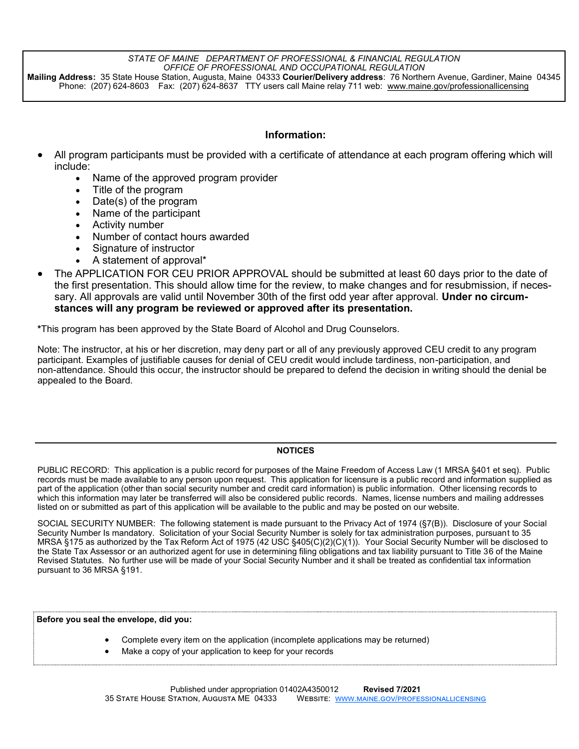STATE OF MAINE DEPARTMENT OF PROFESSIONAL & FINANCIAL REGULATION
OFFICE OF PROFESSIONAL AND OCCUPATIONAL REGULATION
**Mailing Address:** 35 State House Station, Augusta, Maine 04333 **Courier/Delivery address**: 76 Northern Avenue, Gardiner, Maine 04345
Phone: (207) 624-8603 Fax: (207) 624-8637 TTY users call Maine relay 711 web: www.maine.gov/professionallicensing

## Information:

- All program participants must be provided with a certificate of attendance at each program offering which will include:
  - Name of the approved program provider
  - Title of the program
  - Date(s) of the program
  - Name of the participant
  - Activity number
  - Number of contact hours awarded
  - Signature of instructor
  - A statement of approval*
- The APPLICATION FOR CEU PRIOR APPROVAL should be submitted at least 60 days prior to the date of the first presentation. This should allow time for the review, to make changes and for resubmission, if necessary. All approvals are valid until November 30th of the first odd year after approval. **Under no circumstances will any program be reviewed or approved after its presentation.**

***This program has been approved by the State Board of Alcohol and Drug Counselors.**

Note: The instructor, at his or her discretion, may deny part or all of any previously approved CEU credit to any program participant. Examples of justifiable causes for denial of CEU credit would include tardiness, non-participation, and non-attendance. Should this occur, the instructor should be prepared to defend the decision in writing should the denial be appealed to the Board.

---

**NOTICES**

PUBLIC RECORD: This application is a public record for purposes of the Maine Freedom of Access Law (1 MRSA §401 et seq). Public records must be made available to any person upon request. This application for licensure is a public record and information supplied as part of the application (other than social security number and credit card information) is public information. Other licensing records to which this information may later be transferred will also be considered public records. Names, license numbers and mailing addresses listed on or submitted as part of this application will be available to the public and may be posted on our website.

SOCIAL SECURITY NUMBER: The following statement is made pursuant to the Privacy Act of 1974 (§7(B)). Disclosure of your Social Security Number Is mandatory. Solicitation of your Social Security Number is solely for tax administration purposes, pursuant to 35 MRSA §175 as authorized by the Tax Reform Act of 1975 (42 USC §405(C)(2)(C)(1)). Your Social Security Number will be disclosed to the State Tax Assessor or an authorized agent for use in determining filing obligations and tax liability pursuant to Title 36 of the Maine Revised Statutes. No further use will be made of your Social Security Number and it shall be treated as confidential tax information pursuant to 36 MRSA §191.

**Before you seal the envelope, did you:**

- Complete every item on the application (incomplete applications may be returned)
- Make a copy of your application to keep for your records

Published under appropriation 01402A4350012 **Revised 7/2021**
35 STATE HOUSE STATION, AUGUSTA ME 04333 WEBSITE: WWW.MAINE.GOV/PROFESSIONALLICENSING